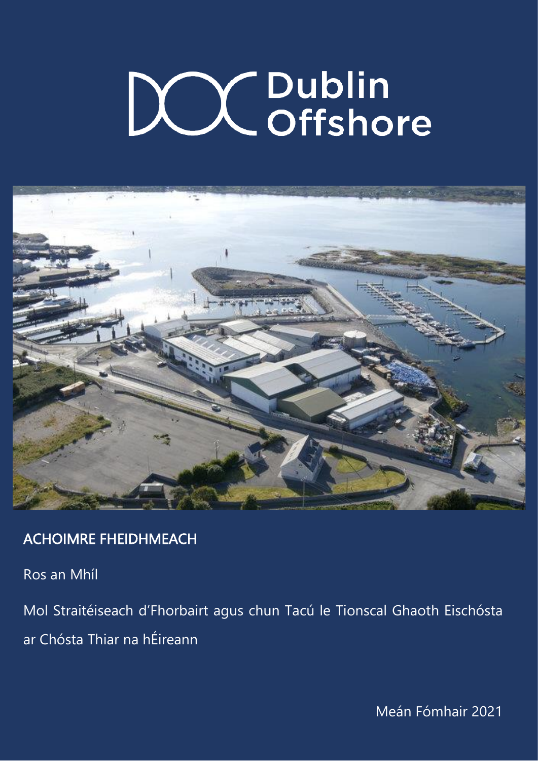# Dublin Offshore

## ACHOIMRE FHEIDHMEACH

Ros an Mhíl

Mol Straitéiseach d'Fhorbairt agus chun Tacú le Tionscal Ghaoth Eischósta ar Chósta Thiar na hÉireann

Meán Fómhair 2021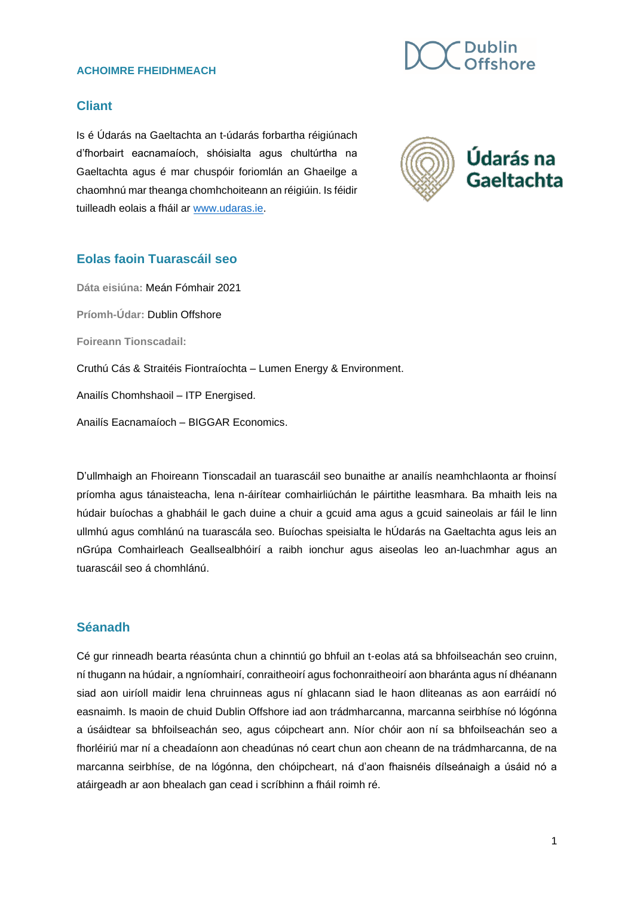**ACHOIMRE FHEIDHMEACH**

## Cliant

Is é Údarás na Gaeltachta an t-údarás forbartha réigiúnach d'fhorbairt eacnamaíoch, shóisialta agus chultúrtha na Gaeltachta agus é mar chuspóir foriomlán an Ghaeilge a chaomhnú mar theanga chomhchoiteann an réigiúin. Is féidir tuilleadh eolais a fháil ar [www.udaras.ie](http://www.udaras.ie).

## Eolas faoin Tuarascáil seo

**Dáta eisiúna:** Meán Fómhair 2021

**Príomh-Údar:** Dublin Offshore

**Foireann Tionscadail:**

Cruthú Cás & Straitéis Fiontraíochta – Lumen Energy & Environment.

Anailís Chomhshaoil – ITP Energised.

Anailís Eacnamaíoch – BIGGAR Economics.

D'ullmhaigh an Fhoireann Tionscadail an tuarascáil seo bunaithe ar anailís neamhchlaonta ar fhoinsí príomha agus tánaisteacha, lena n-áirítear comhairliúchán le páirtithe leasmhara. Ba mhaith leis na húdair buíochas a ghabháil le gach duine a chuir a gcuid ama agus a gcuid saineolais ar fáil le linn ullmhú agus comhlánú na tuarascála seo. Buíochas speisialta le hÚdarás na Gaeltachta agus leis an nGrúpa Comhairleach Geallsealbhóirí a raibh ionchur agus aiseolas leo an-luachmhar agus an tuarascáil seo á chomhlánú.

## Séanadh

Cé gur rinneadh bearta réasúnta chun a chinntiú go bhfuil an t-eolas atá sa bhfoilseachán seo cruinn, ní thugann na húdair, a ngníomhairí, conraitheoirí agus fochonraitheoirí aon bharánta agus ní dhéanann siad aon uiríoll maidir lena chruinneas agus ní ghlacann siad le haon dliteanas as aon earráidí nó easnaimh. Is maoin de chuid Dublin Offshore iad aon trádmharcanna, marcanna seirbhíse nó lógónna a úsáidtear sa bhfoilseachán seo, agus cóipcheart ann. Níor chóir aon ní sa bhfoilseachán seo a fhorléiriú mar ní a cheadaíonn aon cheadúnas nó ceart chun aon cheann de na trádmharcanna, de na marcanna seirbhíse, de na lógónna, den chóipcheart, ná d'aon fhaisnéis dílseánaigh a úsáid nó a atáirgeadh ar aon bhealach gan cead i scríbhinn a fháil roimh ré.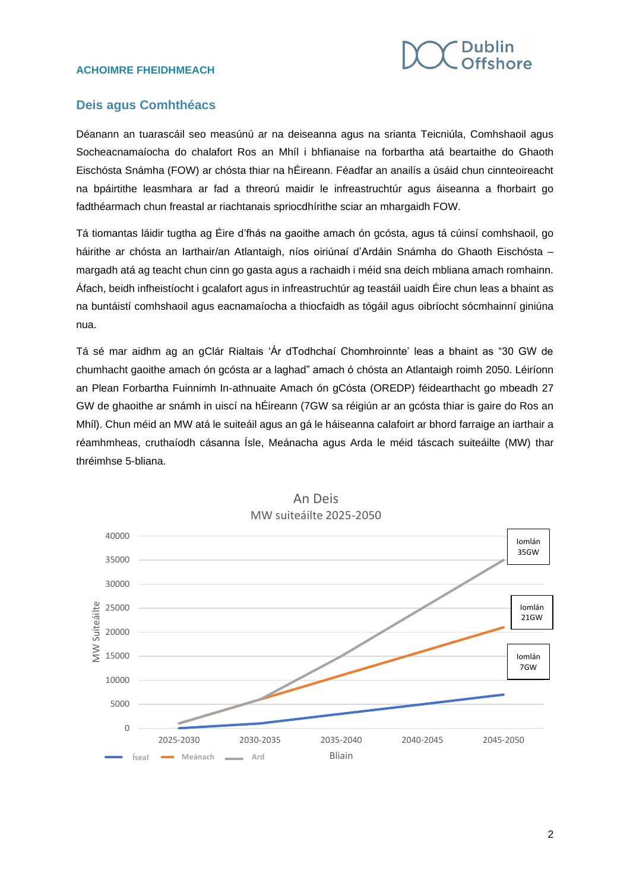## Deis agus Comhthéacs

Déanann an tuarascáil seo measúnú ar na deiseanna agus na srianta Teicniúla, Comhshaoil agus Socheacnamaíocha do chalafort Ros an Mhíl i bhfianaise na forbartha atá beartaithe do Ghaoth Eischósta Snámha (FOW) ar chósta thiar na hÉireann. Féadfar an anailís a úsáid chun cinnteoireacht na bpáirtithe leasmhara ar fad a threorú maidir le infreastruchtúr agus áiseanna a fhorbairt go fadthéarmach chun freastal ar riachtanais spriocdhírithe sciar an mhargaidh FOW.

Tá tiomantas láidir tugtha ag Éire d'fhás na gaoithe amach ón gcósta, agus tá cúinsí comhshaoil, go háirithe ar chósta an Iarthair/an Atlantaigh, níos oiriúnaí d'Ardáin Snámha do Ghaoth Eischósta – margadh atá ag teacht chun cinn go gasta agus a rachaidh i méid sna deich mbliana amach romhainn. Áfach, beidh infheistíocht i gcalafort agus in infreastruchtúr ag teastáil uaidh Éire chun leas a bhaint as na buntáistí comhshaoil agus eacnamaíocha a thiocfaidh as tógáil agus oibríocht sócmhainní giniúna nua.

Tá sé mar aidhm ag an gClár Rialtais 'Ár dTodhchaí Chomhroinnte' leas a bhaint as "30 GW de chumhacht gaoithe amach ón gcósta ar a laghad" amach ó chósta an Atlantaigh roimh 2050. Léiríonn an Plean Forbartha Fuinnimh In-athnuaite Amach ón gCósta (OREDP) féidearthacht go mbeadh 27 GW de ghaoithe ar snámh in uiscí na hÉireann (7GW sa réigiún ar an gcósta thiar is gaire do Ros an Mhíl). Chun méid an MW atá le suiteáil agus an gá le háiseanna calafoirt ar bhord farraige an iarthair a réamhmheas, cruthaíodh cásanna Ísle, Meánacha agus Arda le méid táscach suiteáilte (MW) thar thréimhse 5-bliana.

An Deis
MW suiteáilte 2025-2050

Iomlán 35GW | Iomlán 21GW | Iomlán 7GW

MW Suiteáilte — Bliain (2025-2030, 2030-2035, 2035-2040, 2040-2045, 2045-2050) — Íseal, Meánach, Ard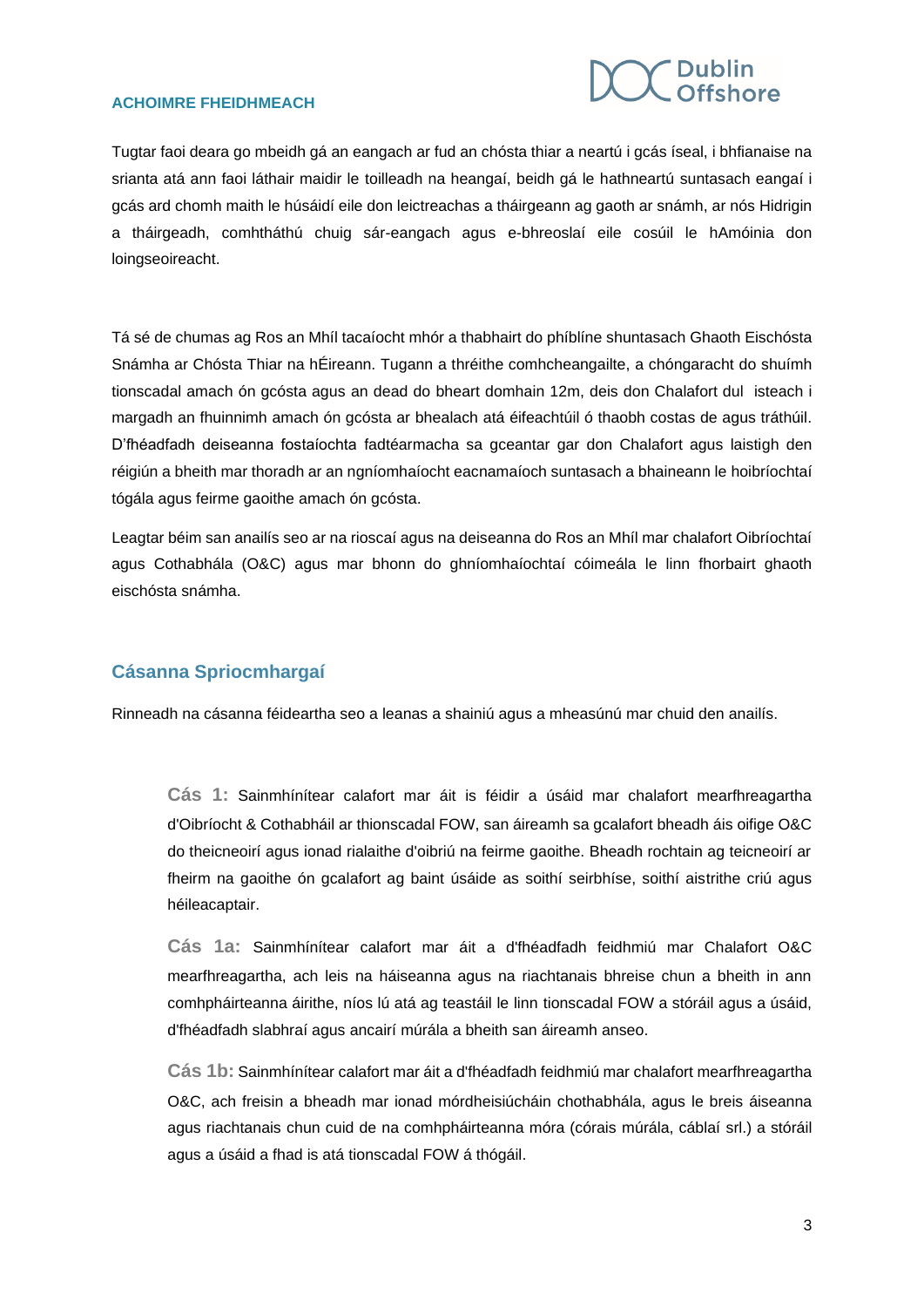## ACHOIMRE FHEIDHMEACH

Tugtar faoi deara go mbeidh gá an eangach ar fud an chósta thiar a neartú i gcás íseal, i bhfianaise na srianta atá ann faoi láthair maidir le toilleadh na heangaí, beidh gá le hathneartú suntasach eangaí i gcás ard chomh maith le húsáidí eile don leictreachas a tháirgeann ag gaoth ar snámh, ar nós Hidrigin a tháirgeadh, comhtháthú chuig sár-eangach agus e-bhreoslaí eile cosúil le hAmóinia don loingseoireacht.

Tá sé de chumas ag Ros an Mhíl tacaíocht mhór a thabhairt do phíblíne shuntasach Ghaoth Eischósta Snámha ar Chósta Thiar na hÉireann. Tugann a thréithe comhcheangailte, a chóngaracht do shuímh tionscadal amach ón gcósta agus an dead do bheart domhain 12m, deis don Chalafort dul isteach i margadh an fhuinnimh amach ón gcósta ar bhealach atá éifeachtúil ó thaobh costas de agus tráthúil. D'fhéadfadh deiseanna fostaíochta fadtéarmacha sa gceantar gar don Chalafort agus laistigh den réigiún a bheith mar thoradh ar an ngníomhaíocht eacnamaíoch suntasach a bhaineann le hoibríochtaí tógála agus feirme gaoithe amach ón gcósta.

Leagtar béim san anailís seo ar na rioscaí agus na deiseanna do Ros an Mhíl mar chalafort Oibríochtaí agus Cothabhála (O&C) agus mar bhonn do ghníomhaíochtaí cóimeála le linn fhorbairt ghaoth eischósta snámha.

## Cásanna Spriocmhargaí

Rinneadh na cásanna féideartha seo a leanas a shainiú agus a mheasúnú mar chuid den anailís.

**Cás 1:** Sainmhínítear calafort mar áit is féidir a úsáid mar chalafort mearfhreagartha d'Oibríocht & Cothabháil ar thionscadal FOW, san áireamh sa gcalafort bheadh áis oifige O&C do theicneoirí agus ionad rialaithe d'oibriú na feirme gaoithe. Bheadh rochtain ag teicneoirí ar fheirm na gaoithe ón gcalafort ag baint úsáide as soithí seirbhíse, soithí aistrithe criú agus héileacaptair.

**Cás 1a:** Sainmhínítear calafort mar áit a d'fhéadfadh feidhmiú mar Chalafort O&C mearfhreagartha, ach leis na háiseanna agus na riachtanais bhreise chun a bheith in ann comhpháirteanna áirithe, níos lú atá ag teastáil le linn tionscadal FOW a stóráil agus a úsáid, d'fhéadfadh slabhraí agus ancairí múrála a bheith san áireamh anseo.

**Cás 1b:** Sainmhínítear calafort mar áit a d'fhéadfadh feidhmiú mar chalafort mearfhreagartha O&C, ach freisin a bheadh mar ionad mórdheisiúcháin chothabhála, agus le breis áiseanna agus riachtanais chun cuid de na comhpháirteanna móra (córais múrála, cáblaí srl.) a stóráil agus a úsáid a fhad is atá tionscadal FOW á thógáil.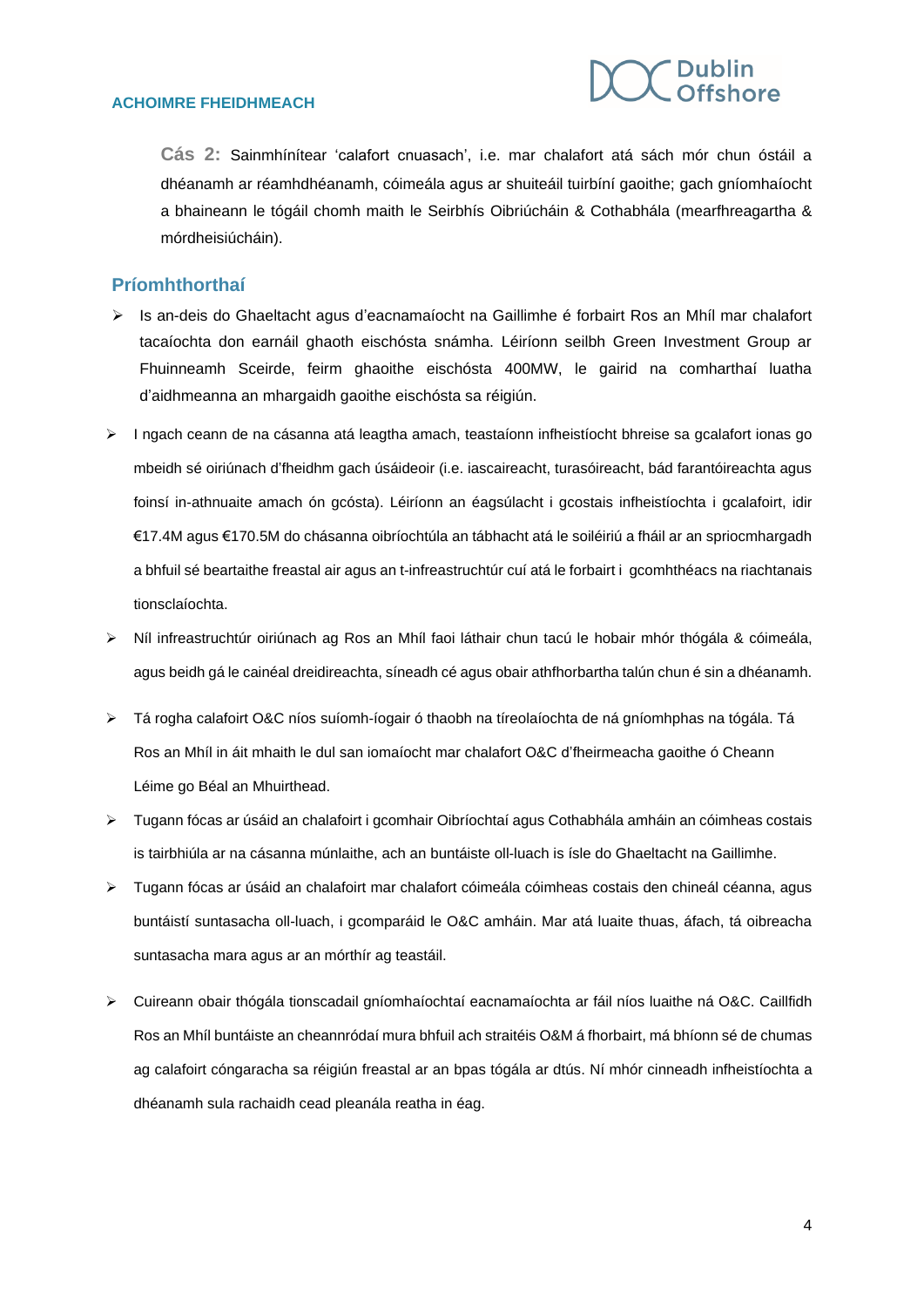**Cás 2:** Sainmhínítear 'calafort cnuasach', i.e. mar chalafort atá sách mór chun óstáil a dhéanamh ar réamhdhéanamh, cóimeála agus ar shuiteáil tuirbíní gaoithe; gach gníomhaíocht a bhaineann le tógáil chomh maith le Seirbhís Oibriúcháin & Cothabhála (mearfhreagartha & mórdheisiúcháin).

## Príomhthorthaí

- Is an-deis do Ghaeltacht agus d'eacnamaíocht na Gaillimhe é forbairt Ros an Mhíl mar chalafort tacaíochta don earnáil ghaoth eischósta snámha. Léiríonn seilbh Green Investment Group ar Fhuinneamh Sceirde, feirm ghaoithe eischósta 400MW, le gairid na comharthaí luatha d'aidhmeanna an mhargaidh gaoithe eischósta sa réigiún.
- I ngach ceann de na cásanna atá leagtha amach, teastaíonn infheistíocht bhreise sa gcalafort ionas go mbeidh sé oiriúnach d'fheidhm gach úsáideoir (i.e. iascaireacht, turasóireacht, bád farantóireachta agus foinsí in-athnuaite amach ón gcósta). Léiríonn an éagsúlacht i gcostais infheistíochta i gcalafoirt, idir €17.4M agus €170.5M do chásanna oibríochtúla an tábhacht atá le soiléiriú a fháil ar an spriocmhargadh a bhfuil sé beartaithe freastal air agus an t-infreastruchtúr cuí atá le forbairt i gcomhthéacs na riachtanais tionsclaíochta.
- Níl infreastruchtúr oiriúnach ag Ros an Mhíl faoi láthair chun tacú le hobair mhór thógála & cóimeála, agus beidh gá le cainéal dreidireachta, síneadh cé agus obair athfhorbartha talún chun é sin a dhéanamh.
- Tá rogha calafoirt O&C níos suíomh-íogair ó thaobh na tíreolaíochta de ná gníomhphas na tógála. Tá Ros an Mhíl in áit mhaith le dul san iomaíocht mar chalafort O&C d'fheirmeacha gaoithe ó Cheann Léime go Béal an Mhuirthead.
- Tugann fócas ar úsáid an chalafoirt i gcomhair Oibríochtaí agus Cothabhála amháin an cóimheas costais is tairbhiúla ar na cásanna múnlaithe, ach an buntáiste oll-luach is ísle do Ghaeltacht na Gaillimhe.
- Tugann fócas ar úsáid an chalafoirt mar chalafort cóimeála cóimheas costais den chineál céanna, agus buntáistí suntasacha oll-luach, i gcomparáid le O&C amháin. Mar atá luaite thuas, áfach, tá oibreacha suntasacha mara agus ar an mórthír ag teastáil.
- Cuireann obair thógála tionscadail gníomhaíochtaí eacnamaíochta ar fáil níos luaithe ná O&C. Caillfidh Ros an Mhíl buntáiste an cheannródaí mura bhfuil ach straitéis O&M á fhorbairt, má bhíonn sé de chumas ag calafoirt cóngaracha sa réigiún freastal ar an bpas tógála ar dtús. Ní mhór cinneadh infheistíochta a dhéanamh sula rachaidh cead pleanála reatha in éag.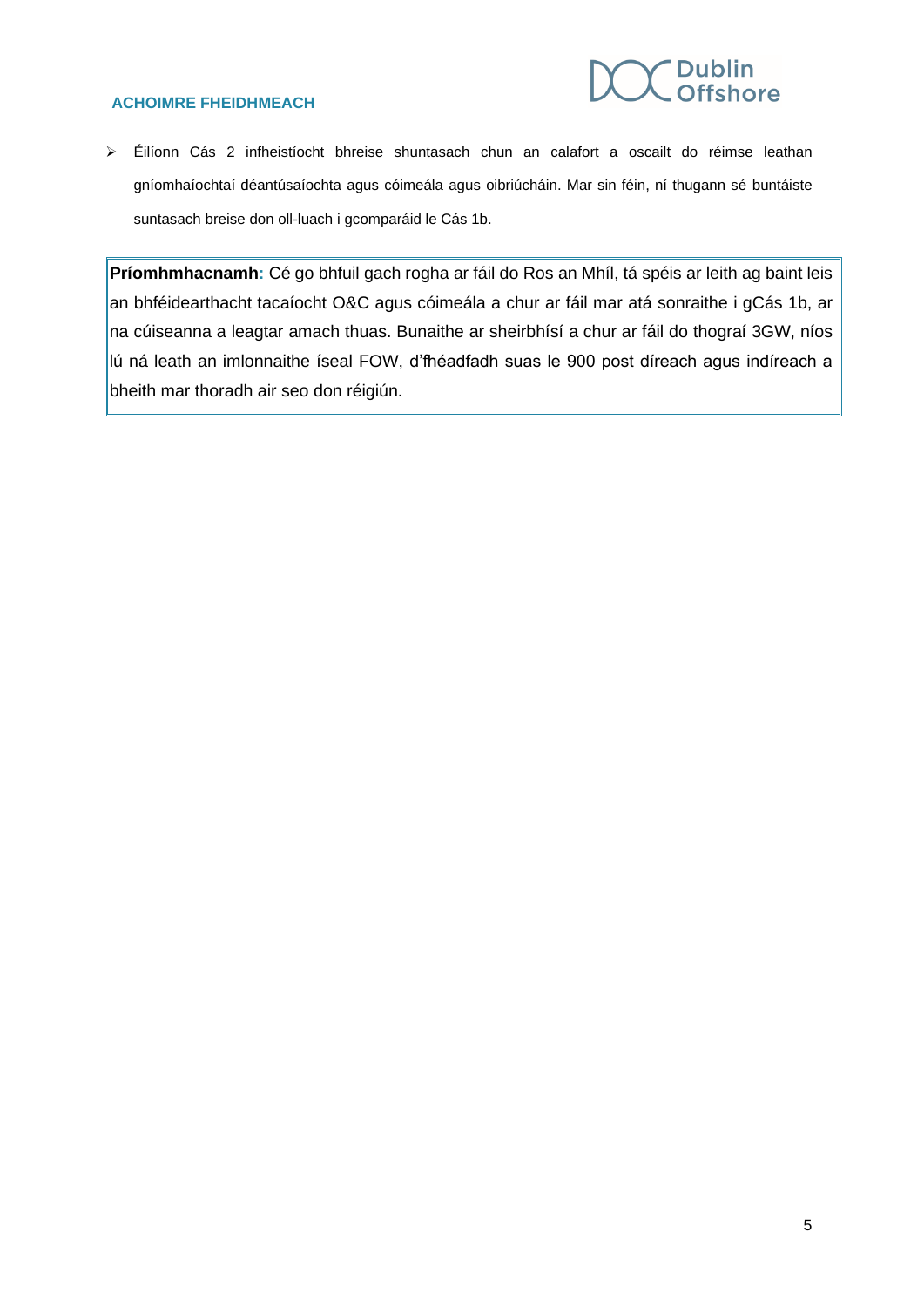- Éilíonn Cás 2 infheistíocht bhreise shuntasach chun an calafort a oscailt do réimse leathan gníomhaíochtaí déantúsaíochta agus cóimeála agus oibriúcháin. Mar sin féin, ní thugann sé buntáiste suntasach breise don oll-luach i gcomparáid le Cás 1b.

> **Príomhmhacnamh:** Cé go bhfuil gach rogha ar fáil do Ros an Mhíl, tá spéis ar leith ag baint leis an bhféidearthacht tacaíocht O&C agus cóimeála a chur ar fáil mar atá sonraithe i gCás 1b, ar na cúiseanna a leagtar amach thuas. Bunaithe ar sheirbhísí a chur ar fáil do thograí 3GW, níos lú ná leath an imlonnaithe íseal FOW, d'fhéadfadh suas le 900 post díreach agus indíreach a bheith mar thoradh air seo don réigiún.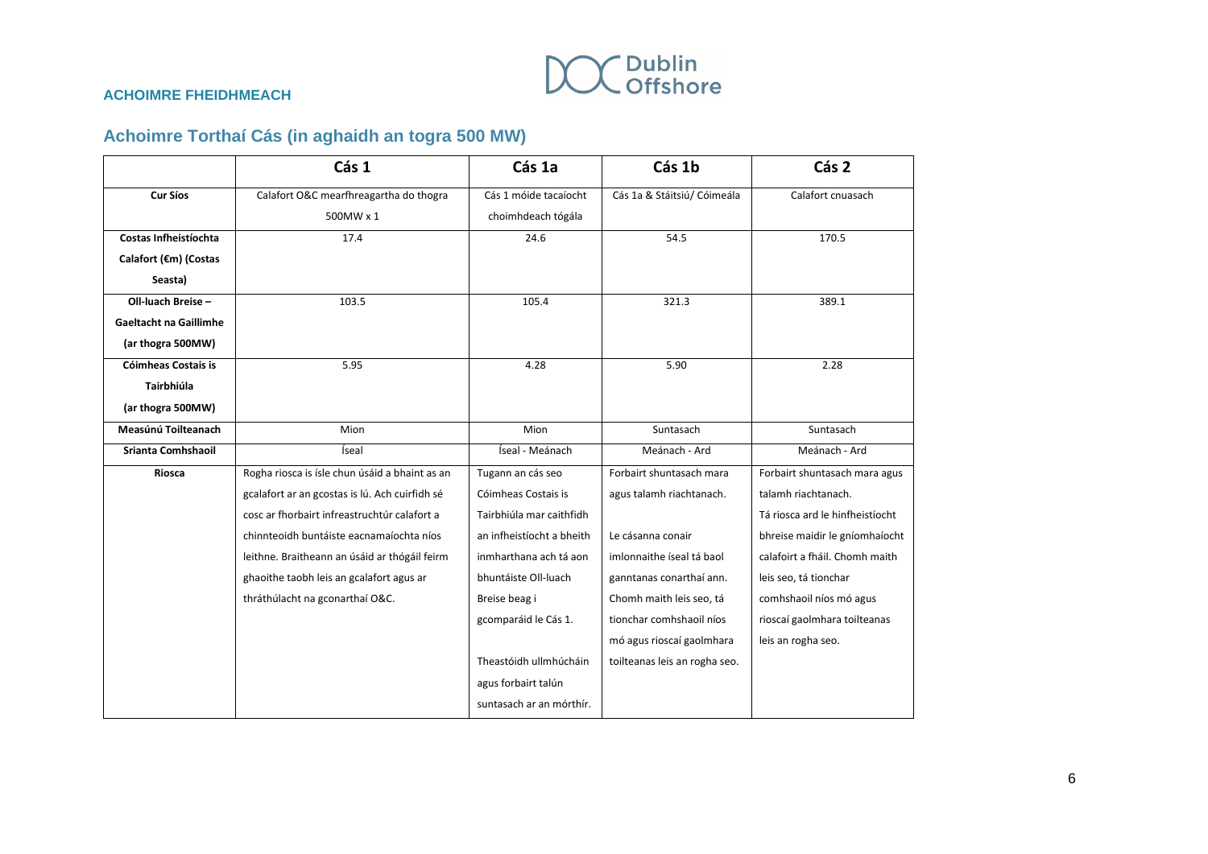### ACHOIMRE FHEIDHMEACH

## Achoimre Torthaí Cás (in aghaidh an togra 500 MW)

| | Cás 1 | Cás 1a | Cás 1b | Cás 2 |
|---|---|---|---|---|
| **Cur Síos** | Calafort O&C mearfhreagartha do thogra 500MW x 1 | Cás 1 móide tacaíocht choimhdeach tógála | Cás 1a & Stáitsiú/ Cóimeála | Calafort cnuasach |
| **Costas Infheistíochta Calafort (€m) (Costas Seasta)** | 17.4 | 24.6 | 54.5 | 170.5 |
| **Oll-luach Breise – Gaeltacht na Gaillimhe (ar thogra 500MW)** | 103.5 | 105.4 | 321.3 | 389.1 |
| **Cóimheas Costais is Tairbhiúla (ar thogra 500MW)** | 5.95 | 4.28 | 5.90 | 2.28 |
| **Measúnú Toilteanach** | Mion | Mion | Suntasach | Suntasach |
| **Srianta Comhshaoil** | Íseal | Íseal - Meánach | Meánach - Ard | Meánach - Ard |
| **Riosca** | Rogha riosca is ísle chun úsáid a bhaint as an gcalafort ar an gcostas is lú. Ach cuirfidh sé cosc ar fhorbairt infreastruchtúr calafort a chinnteoidh buntáiste eacnamaíochta níos leithne. Braitheann an úsáid ar thógáil feirm ghaoithe taobh leis an gcalafort agus ar thráthúlacht na gconarthaí O&C. | Tugann an cás seo Cóimheas Costais is Tairbhiúla mar caithfidh an infheistíocht a bheith inmharthana ach tá aon bhuntáiste Oll-luach Breise beag i gcomparáid le Cás 1. Theastóidh ullmhúcháin agus forbairt talún suntasach ar an mórthír. | Forbairt shuntasach mara agus talamh riachtanach. Le cásanna conair imlonnaithe íseal tá baol ganntanas conarthaí ann. Chomh maith leis seo, tá tionchar comhshaoil níos mó agus rioscaí gaolmhara toilteanas leis an rogha seo. | Forbairt shuntasach mara agus talamh riachtanach. Tá riosca ard le hinfheistíocht bhreise maidir le gníomhaíocht calafoirt a fháil. Chomh maith leis seo, tá tionchar comhshaoil níos mó agus rioscaí gaolmhara toilteanas leis an rogha seo. |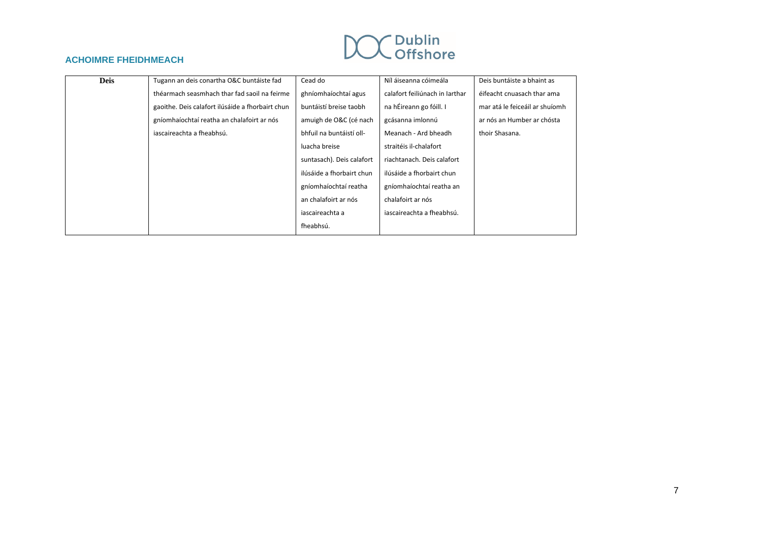## ACHOIMRE FHEIDHMEACH

| **Deis** | Tugann an deis conartha O&C buntáiste fad théarmach seasmhach thar fad saoil na feirme gaoithe. Deis calafort ilúsáide a fhorbairt chun gníomhaíochtaí reatha an chalafoirt ar nós iascaireachta a fheabhsú. | Cead do ghníomhaíochtaí agus buntáistí breise taobh amuigh de O&C (cé nach bhfuil na buntáistí oll-luacha breise suntasach). Deis calafort ilúsáide a fhorbairt chun gníomhaíochtaí reatha an chalafoirt ar nós iascaireachta a fheabhsú. | Níl áiseanna cóimeála calafort feiliúnach in Iarthar na hÉireann go fóill. I gcásanna imlonnú Meanach - Ard bheadh straitéis il-chalafort riachtanach. Deis calafort ilúsáide a fhorbairt chun gníomhaíochtaí reatha an chalafoirt ar nós iascaireachta a fheabhsú. | Deis buntáiste a bhaint as éifeacht cnuasach thar ama mar atá le feiceáil ar shuíomh ar nós an Humber ar chósta thoir Shasana. |
|---|---|---|---|---|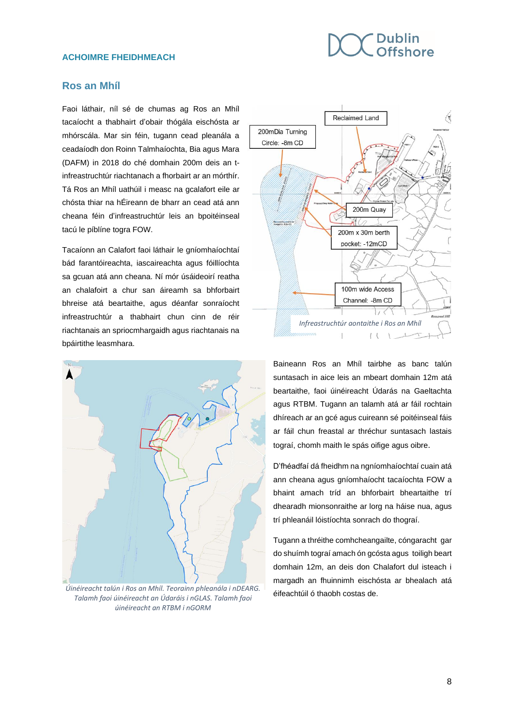ACHOIMRE FHEIDHMEACH

## Ros an Mhíl

Faoi láthair, níl sé de chumas ag Ros an Mhíl tacaíocht a thabhairt d'obair thógála eischósta ar mhórscála. Mar sin féin, tugann cead pleanála a ceadaíodh don Roinn Talmhaíochta, Bia agus Mara (DAFM) in 2018 do ché domhain 200m deis an t-infreastruchtúr riachtanach a fhorbairt ar an mórthír. Tá Ros an Mhíl uathúil i measc na gcalafort eile ar chósta thiar na hÉireann de bharr an cead atá ann cheana féin d'infreastruchtúr leis an bpoitéinseal tacú le píblíne togra FOW.

Tacaíonn an Calafort faoi láthair le gníomhaíochtaí bád farantóireachta, iascaireachta agus fóillíochta sa gcuan atá ann cheana. Ní mór úsáideoirí reatha an chalafoirt a chur san áireamh sa bhforbairt bhreise atá beartaithe, agus déanfar sonraíocht infreastruchtúr a thabhairt chun cinn de réir riachtanais an spriocmhargaidh agus riachtanais na bpáirtithe leasmhara.

*Infreastruchtúr aontaithe i Ros an Mhíl*

*Úinéireacht talún i Ros an Mhíl. Teorainn phleanála i nDEARG. Talamh faoi úinéireacht an Údaráis i nGLAS. Talamh faoi úinéireacht an RTBM i nGORM*

Baineann Ros an Mhíl tairbhe as banc talún suntasach in aice leis an mbeart domhain 12m atá beartaithe, faoi úinéireacht Údarás na Gaeltachta agus RTBM. Tugann an talamh atá ar fáil rochtain dhíreach ar an gcé agus cuireann sé poitéinseal fáis ar fáil chun freastal ar thréchur suntasach lastais tograí, chomh maith le spás oifige agus oibre.

D'fhéadfaí dá fheidhm na ngníomhaíochtaí cuain atá ann cheana agus gníomhaíocht tacaíochta FOW a bhaint amach tríd an bhforbairt bheartaithe trí dhearadh mionsonraithe ar lorg na háise nua, agus trí phleanáil lóistíochta sonrach do thograí.

Tugann a thréithe comhcheangailte, cóngaracht gar do shuímh tograí amach ón gcósta agus toiligh beart domhain 12m, an deis don Chalafort dul isteach i margadh an fhuinnimh eischósta ar bhealach atá éifeachtúil ó thaobh costas de.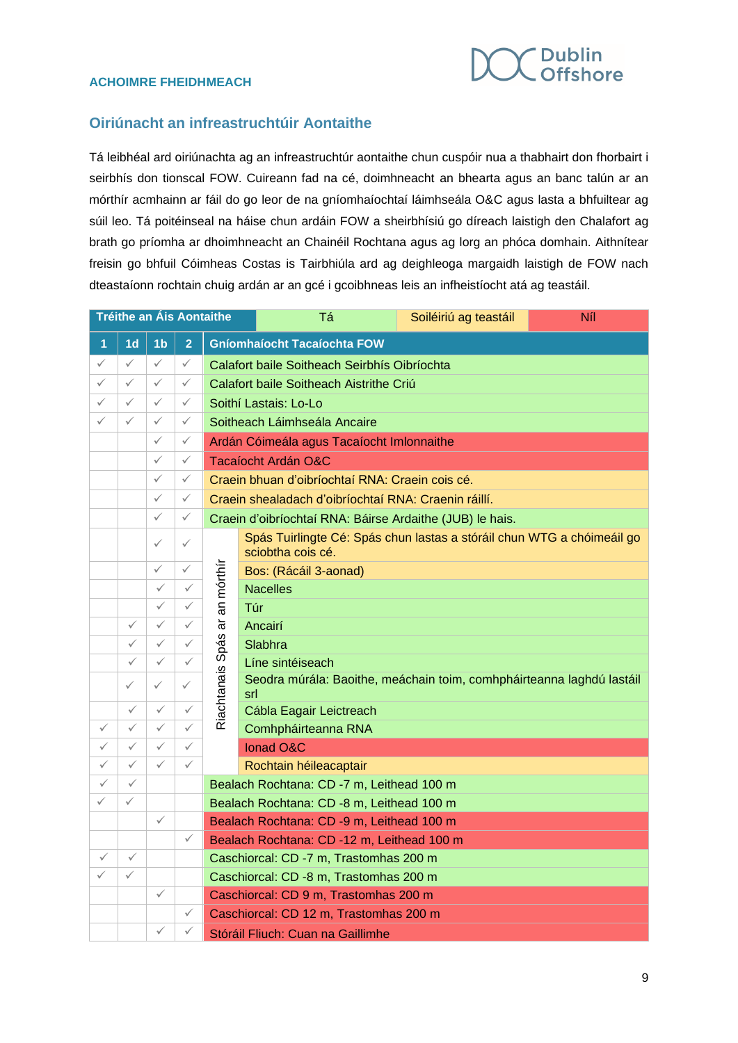## Oiriúnacht an infreastruchtúir Aontaithe

Tá leibhéal ard oiriúnachta ag an infreastruchtúr aontaithe chun cuspóir nua a thabhairt don fhorbairt i seirbhís don tionscal FOW. Cuireann fad na cé, doimhneacht an bhearta agus an banc talún ar an mórthír acmhainn ar fáil do go leor de na gníomhaíochtaí láimhseála O&C agus lasta a bhfuiltear ag súil leo. Tá poitéinseal na háise chun ardáin FOW a sheirbhísiú go díreach laistigh den Chalafort ag brath go príomha ar dhoimhneacht an Chainéil Rochtana agus ag lorg an phóca domhain. Aithnítear freisin go bhfuil Cóimheas Costas is Tairbhiúla ard ag deighleoga margaidh laistigh de FOW nach dteastaíonn rochtain chuig ardán ar an gcé i gcoibhneas leis an infheistíocht atá ag teastáil.

| Tréithe an Áis Aontaithe | | | | | Tá | Soiléiriú ag teastáil | Níl |
|---|---|---|---|---|---|---|---|
| **1** | **1d** | **1b** | **2** | **Gníomhaíocht Tacaíochta FOW** | | | |
| ✓ | ✓ | ✓ | ✓ | Calafort baile Soitheach Seirbhís Oibríochta | | | |
| ✓ | ✓ | ✓ | ✓ | Calafort baile Soitheach Aistrithe Criú | | | |
| ✓ | ✓ | ✓ | ✓ | Soithí Lastais: Lo-Lo | | | |
| ✓ | ✓ | ✓ | ✓ | Soitheach Láimhseála Ancaire | | | |
| | | ✓ | ✓ | Ardán Cóimeála agus Tacaíocht Imlonnaithe | | | |
| | | ✓ | ✓ | Tacaíocht Ardán O&C | | | |
| | | ✓ | ✓ | Craein bhuan d'oibríochtaí RNA: Craein cois cé. | | | |
| | | ✓ | ✓ | Craein shealadach d'oibríochtaí RNA: Craenin ráillí. | | | |
| | | ✓ | ✓ | Craein d'oibríochtaí RNA: Báirse Ardaithe (JUB) le hais. | | | |
| | | ✓ | ✓ | Riachtanais Spás ar an mórthír: Spás Tuirlingte Cé: Spás chun lastas a stóráil chun WTG a chóimeáil go sciobtha cois cé. | | | |
| | | ✓ | ✓ | Riachtanais Spás ar an mórthír: Bos: (Rácáil 3-aonad) | | | |
| | | ✓ | ✓ | Riachtanais Spás ar an mórthír: Nacelles | | | |
| | | ✓ | ✓ | Riachtanais Spás ar an mórthír: Túr | | | |
| | ✓ | ✓ | ✓ | Riachtanais Spás ar an mórthír: Ancairí | | | |
| | ✓ | ✓ | ✓ | Riachtanais Spás ar an mórthír: Slabhra | | | |
| | ✓ | ✓ | ✓ | Riachtanais Spás ar an mórthír: Líne sintéiseach | | | |
| | ✓ | ✓ | ✓ | Riachtanais Spás ar an mórthír: Seodra múrála: Baoithe, meáchain toim, comhpháirteanna laghdú lastáil srl | | | |
| | ✓ | ✓ | ✓ | Riachtanais Spás ar an mórthír: Cábla Eagair Leictreach | | | |
| ✓ | ✓ | ✓ | ✓ | Riachtanais Spás ar an mórthír: Comhpháirteanna RNA | | | |
| ✓ | ✓ | ✓ | ✓ | Riachtanais Spás ar an mórthír: Ionad O&C | | | |
| ✓ | ✓ | ✓ | ✓ | Riachtanais Spás ar an mórthír: Rochtain héileacaptair | | | |
| ✓ | ✓ | | | Bealach Rochtana: CD -7 m, Leithead 100 m | | | |
| ✓ | ✓ | | | Bealach Rochtana: CD -8 m, Leithead 100 m | | | |
| | | ✓ | | Bealach Rochtana: CD -9 m, Leithead 100 m | | | |
| | | | ✓ | Bealach Rochtana: CD -12 m, Leithead 100 m | | | |
| ✓ | ✓ | | | Caschiorcal: CD -7 m, Trastomhas 200 m | | | |
| ✓ | ✓ | | | Caschiorcal: CD -8 m, Trastomhas 200 m | | | |
| | | ✓ | | Caschiorcal: CD 9 m, Trastomhas 200 m | | | |
| | | | ✓ | Caschiorcal: CD 12 m, Trastomhas 200 m | | | |
| | | ✓ | ✓ | Stóráil Fliuch: Cuan na Gaillimhe | | | |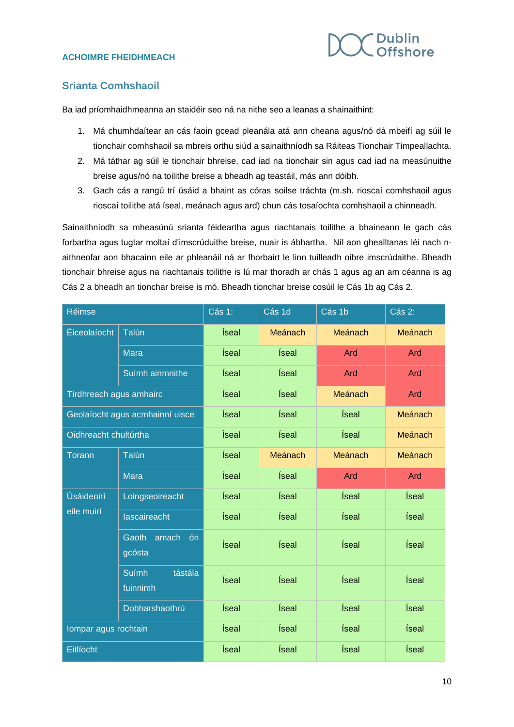## Srianta Comhshaoil

Ba iad príomhaidhmeanna an staidéir seo ná na nithe seo a leanas a shainaithint:

1. Má chumhdaítear an cás faoin gcead pleanála atá ann cheana agus/nó dá mbeifí ag súil le tionchair comhshaoil sa mbreis orthu siúd a sainaithníodh sa Ráiteas Tionchair Timpeallachta.
2. Má táthar ag súil le tionchair bhreise, cad iad na tionchair sin agus cad iad na measúnuithe breise agus/nó na toilithe breise a bheadh ag teastáil, más ann dóibh.
3. Gach cás a rangú trí úsáid a bhaint as córas soilse tráchta (m.sh. rioscaí comhshaoil agus rioscaí toilithe atá íseal, meánach agus ard) chun cás tosaíochta comhshaoil a chinneadh.

Sainaithníodh sa mheasúnú srianta féideartha agus riachtanais toilithe a bhaineann le gach cás forbartha agus tugtar moltaí d'imscrúduithe breise, nuair is ábhartha. Níl aon ghealltanas léi nach n-aithneofar aon bhacainn eile ar phleanáil ná ar fhorbairt le linn tuilleadh oibre imscrúdaithe. Bheadh tionchair bhreise agus na riachtanais toilithe is lú mar thoradh ar chás 1 agus ag an am céanna is ag Cás 2 a bheadh an tionchar breise is mó. Bheadh tionchar breise cosúil le Cás 1b ag Cás 2.

| Réimse | | Cás 1: | Cás 1d | Cás 1b | Cás 2: |
|---|---|---|---|---|---|
| Éiceolaíocht | Talún | Íseal | Meánach | Meánach | Meánach |
| | Mara | Íseal | Íseal | Ard | Ard |
| | Suímh ainmnithe | Íseal | Íseal | Ard | Ard |
| Tírdhreach agus amhairc | | Íseal | Íseal | Meánach | Ard |
| Geolaíocht agus acmhainní uisce | | Íseal | Íseal | Íseal | Meánach |
| Oidhreacht chultúrtha | | Íseal | Íseal | Íseal | Meánach |
| Torann | Talún | Íseal | Meánach | Meánach | Meánach |
| | Mara | Íseal | Íseal | Ard | Ard |
| Úsáideoirí eile muirí | Loingseoireacht | Íseal | Íseal | Íseal | Íseal |
| | Iascaireacht | Íseal | Íseal | Íseal | Íseal |
| | Gaoth amach ón gcósta | Íseal | Íseal | Íseal | Íseal |
| | Suímh tástála fuinnimh | Íseal | Íseal | Íseal | Íseal |
| | Dobharshaothrú | Íseal | Íseal | Íseal | Íseal |
| Iompar agus rochtain | | Íseal | Íseal | Íseal | Íseal |
| Eitlíocht | | Íseal | Íseal | Íseal | Íseal |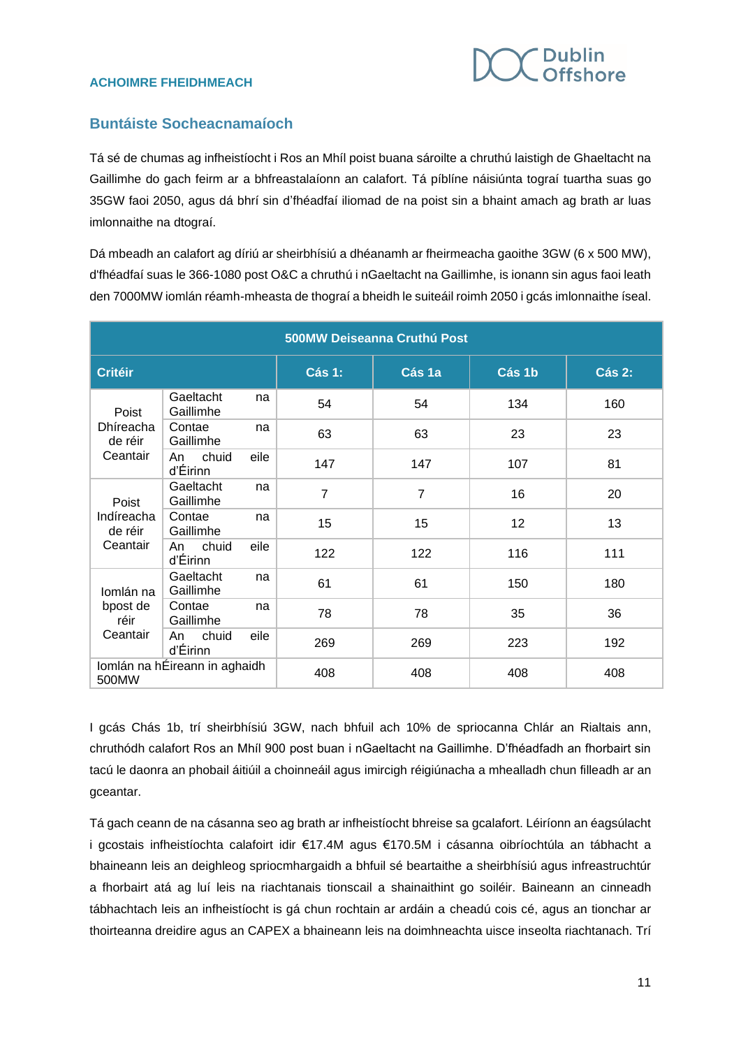## Buntáiste Socheacnamaíoch

Tá sé de chumas ag infheistíocht i Ros an Mhíl poist buana sároilte a chruthú laistigh de Ghaeltacht na Gaillimhe do gach feirm ar a bhfreastalaíonn an calafort. Tá píblíne náisiúnta tograí tuartha suas go 35GW faoi 2050, agus dá bhrí sin d'fhéadfaí iliomad de na poist sin a bhaint amach ag brath ar luas imlonnaithe na dtograí.

Dá mbeadh an calafort ag díriú ar sheirbhísiú a dhéanamh ar fheirmeacha gaoithe 3GW (6 x 500 MW), d'fhéadfaí suas le 366-1080 post O&C a chruthú i nGaeltacht na Gaillimhe, is ionann sin agus faoi leath den 7000MW iomlán réamh-mheasta de thograí a bheidh le suiteáil roimh 2050 i gcás imlonnaithe íseal.

| 500MW Deiseanna Cruthú Post | | | | | |
|---|---|---|---|---|---|
| **Critéir** | | **Cás 1:** | **Cás 1a** | **Cás 1b** | **Cás 2:** |
| Poist Dhíreacha de réir Ceantair | Gaeltacht na Gaillimhe | 54 | 54 | 134 | 160 |
| | Contae na Gaillimhe | 63 | 63 | 23 | 23 |
| | An chuid eile d'Éirinn | 147 | 147 | 107 | 81 |
| Poist Indíreacha de réir Ceantair | Gaeltacht na Gaillimhe | 7 | 7 | 16 | 20 |
| | Contae na Gaillimhe | 15 | 15 | 12 | 13 |
| | An chuid eile d'Éirinn | 122 | 122 | 116 | 111 |
| Iomlán na bpost de réir Ceantair | Gaeltacht na Gaillimhe | 61 | 61 | 150 | 180 |
| | Contae na Gaillimhe | 78 | 78 | 35 | 36 |
| | An chuid eile d'Éirinn | 269 | 269 | 223 | 192 |
| Iomlán na hÉireann in aghaidh 500MW | | 408 | 408 | 408 | 408 |

I gcás Chás 1b, trí sheirbhísiú 3GW, nach bhfuil ach 10% de spriocanna Chlár an Rialtais ann, chruthódh calafort Ros an Mhíl 900 post buan i nGaeltacht na Gaillimhe. D'fhéadfadh an fhorbairt sin tacú le daonra an phobail áitiúil a choinneáil agus imircigh réigiúnacha a mhealladh chun filleadh ar an gceantar.

Tá gach ceann de na cásanna seo ag brath ar infheistíocht bhreise sa gcalafort. Léiríonn an éagsúlacht i gcostais infheistíochta calafoirt idir €17.4M agus €170.5M i cásanna oibríochtúla an tábhacht a bhaineann leis an deighleog spriocmhargaidh a bhfuil sé beartaithe a sheirbhísiú agus infreastruchtúr a fhorbairt atá ag luí leis na riachtanais tionscail a shainaithint go soiléir. Baineann an cinneadh tábhachtach leis an infheistíocht is gá chun rochtain ar ardáin a cheadú cois cé, agus an tionchar ar thoirteanna dreidire agus an CAPEX a bhaineann leis na doimhneachta uisce inseolta riachtanach. Trí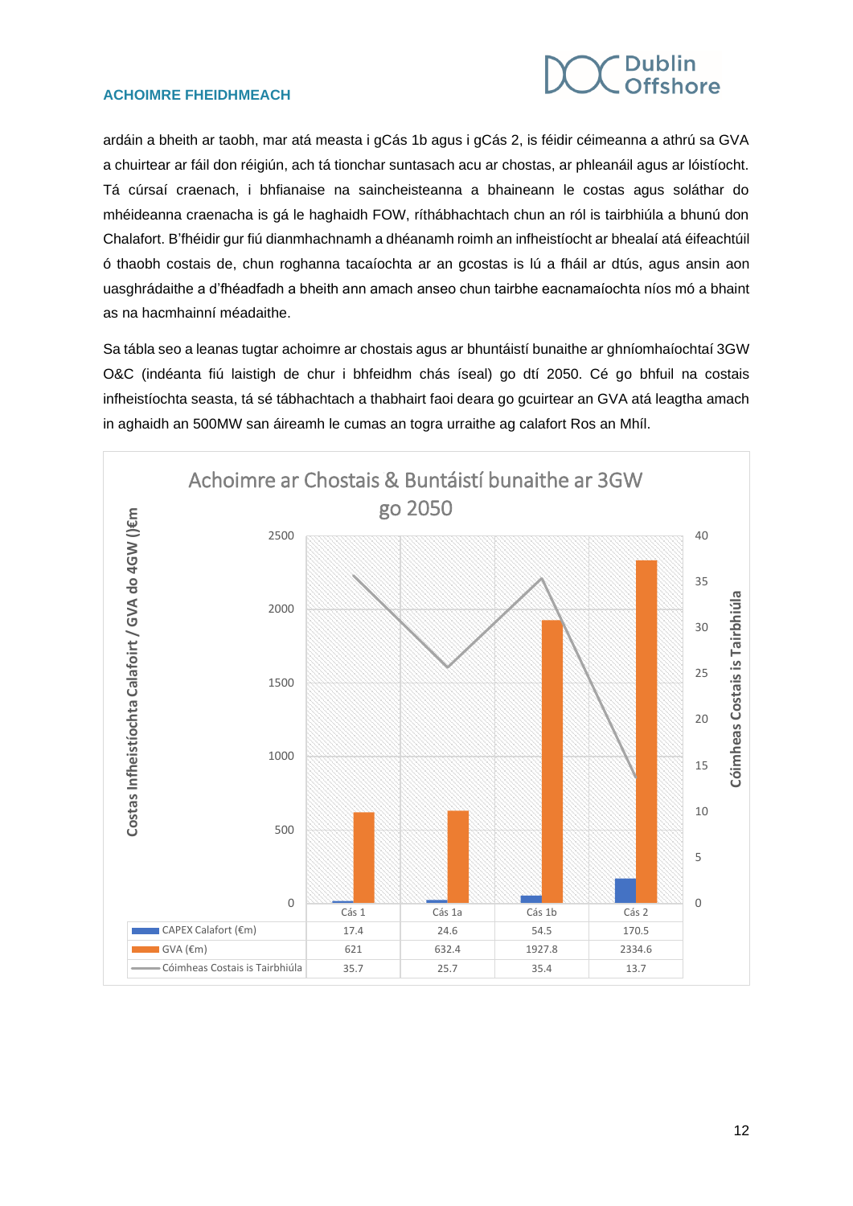ardáin a bheith ar taobh, mar atá measta i gCás 1b agus i gCás 2, is féidir céimeanna a athrú sa GVA a chuirtear ar fáil don réigiún, ach tá tionchar suntasach acu ar chostas, ar phleanáil agus ar lóistíocht. Tá cúrsaí craenach, i bhfianaise na saincheisteanna a bhaineann le costas agus soláthar do mhéideanna craenacha is gá le haghaidh FOW, ríthábhachtach chun an ról is tairbhiúla a bhunú don Chalafort. B'fhéidir gur fiú dianmhachnamh a dhéanamh roimh an infheistíocht ar bhealaí atá éifeachtúil ó thaobh costais de, chun roghanna tacaíochta ar an gcostas is lú a fháil ar dtús, agus ansin aon uasghrádaithe a d'fhéadfadh a bheith ann amach anseo chun tairbhe eacnamaíochta níos mó a bhaint as na hacmhainní méadaithe.

Sa tábla seo a leanas tugtar achoimre ar chostais agus ar bhuntáistí bunaithe ar ghníomhaíochtaí 3GW O&C (indéanta fiú laistigh de chur i bhfeidhm chás íseal) go dtí 2050. Cé go bhfuil na costais infheistíochta seasta, tá sé tábhachtach a thabhairt faoi deara go gcuirtear an GVA atá leagtha amach in aghaidh an 500MW san áireamh le cumas an togra urraithe ag calafort Ros an Mhíl.

**Achoimre ar Chostais & Buntáistí bunaithe ar 3GW go 2050**

| | Cás 1 | Cás 1a | Cás 1b | Cás 2 |
|---|---|---|---|---|
| CAPEX Calafort (€m) | 17.4 | 24.6 | 54.5 | 170.5 |
| GVA (€m) | 621 | 632.4 | 1927.8 | 2334.6 |
| Cóimheas Costais is Tairbhiúla | 35.7 | 25.7 | 35.4 | 13.7 |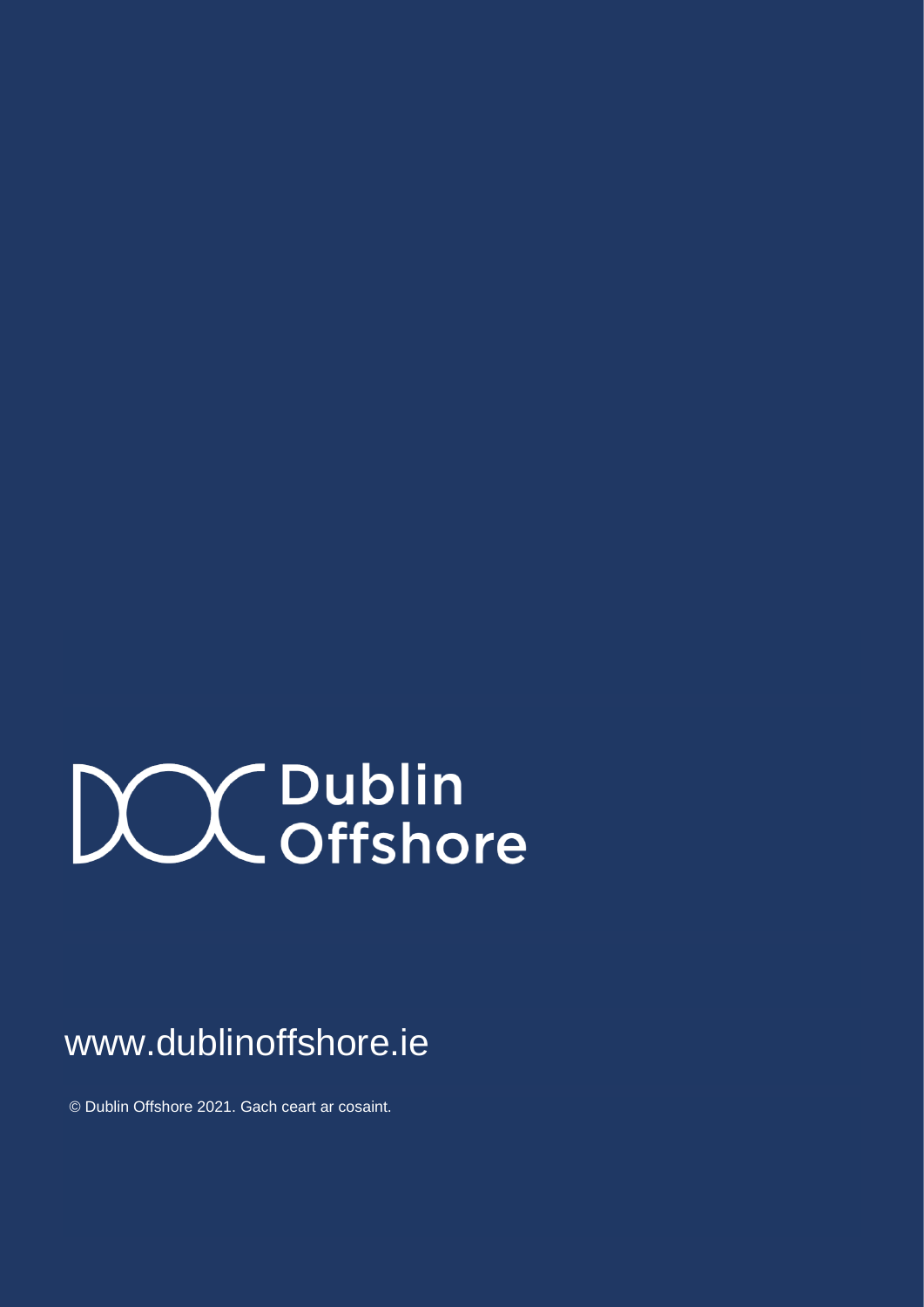Dublin Offshore

www.dublinoffshore.ie

© Dublin Offshore 2021. Gach ceart ar cosaint.